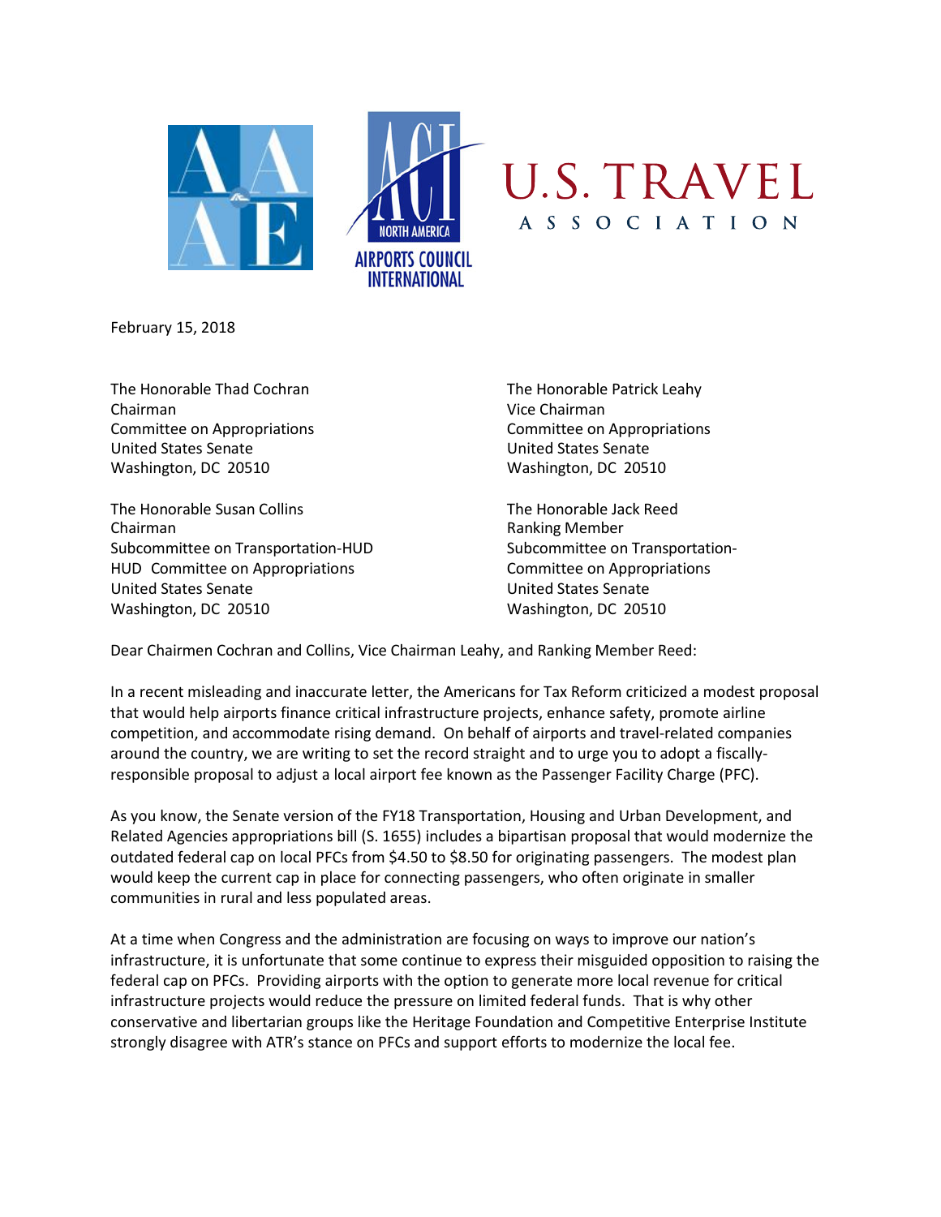AAAE | ACI NORTH AMERICA AIRPORTS COUNCIL INTERNATIONAL | U.S. TRAVEL ASSOCIATION

February 15, 2018

The Honorable Thad Cochran
Chairman
Committee on Appropriations
United States Senate
Washington, DC 20510

The Honorable Patrick Leahy
Vice Chairman
Committee on Appropriations
United States Senate
Washington, DC 20510

The Honorable Susan Collins
Chairman
Subcommittee on Transportation-HUD
HUD Committee on Appropriations
United States Senate
Washington, DC 20510

The Honorable Jack Reed
Ranking Member
Subcommittee on Transportation-
Committee on Appropriations
United States Senate
Washington, DC 20510

Dear Chairmen Cochran and Collins, Vice Chairman Leahy, and Ranking Member Reed:

In a recent misleading and inaccurate letter, the Americans for Tax Reform criticized a modest proposal that would help airports finance critical infrastructure projects, enhance safety, promote airline competition, and accommodate rising demand. On behalf of airports and travel-related companies around the country, we are writing to set the record straight and to urge you to adopt a fiscally-responsible proposal to adjust a local airport fee known as the Passenger Facility Charge (PFC).

As you know, the Senate version of the FY18 Transportation, Housing and Urban Development, and Related Agencies appropriations bill (S. 1655) includes a bipartisan proposal that would modernize the outdated federal cap on local PFCs from $4.50 to $8.50 for originating passengers. The modest plan would keep the current cap in place for connecting passengers, who often originate in smaller communities in rural and less populated areas.

At a time when Congress and the administration are focusing on ways to improve our nation's infrastructure, it is unfortunate that some continue to express their misguided opposition to raising the federal cap on PFCs. Providing airports with the option to generate more local revenue for critical infrastructure projects would reduce the pressure on limited federal funds. That is why other conservative and libertarian groups like the Heritage Foundation and Competitive Enterprise Institute strongly disagree with ATR's stance on PFCs and support efforts to modernize the local fee.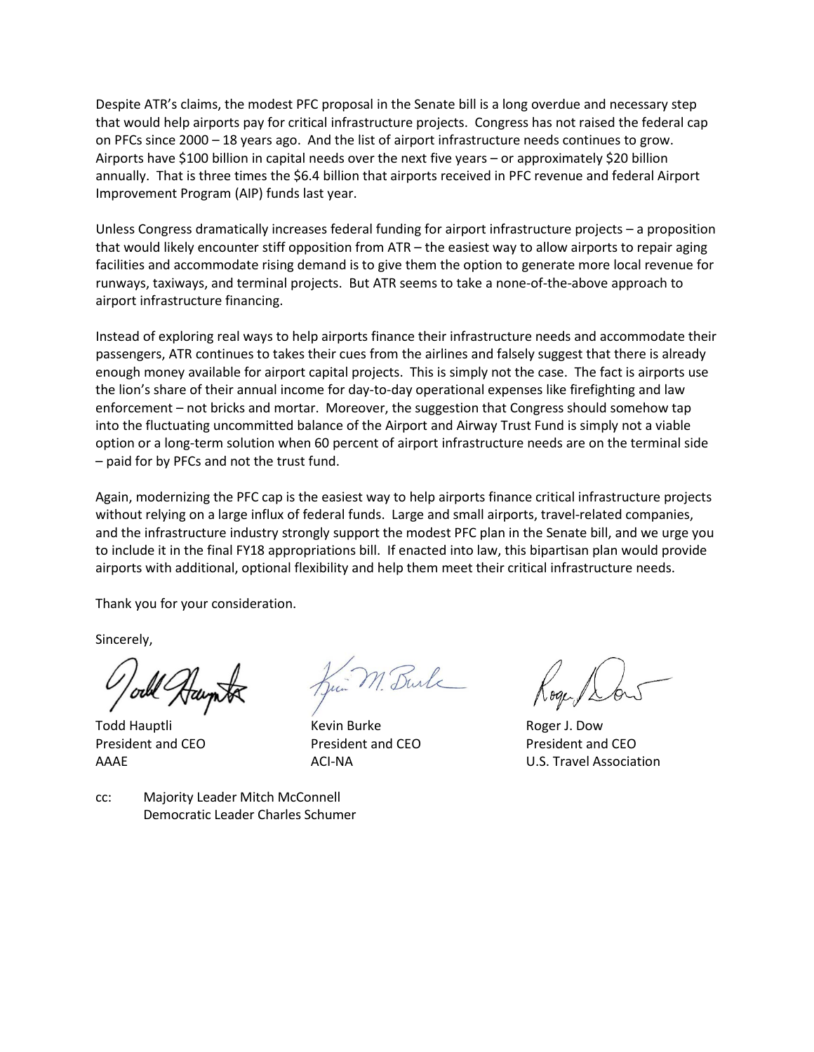Despite ATR's claims, the modest PFC proposal in the Senate bill is a long overdue and necessary step that would help airports pay for critical infrastructure projects. Congress has not raised the federal cap on PFCs since 2000 – 18 years ago. And the list of airport infrastructure needs continues to grow. Airports have $100 billion in capital needs over the next five years – or approximately $20 billion annually. That is three times the $6.4 billion that airports received in PFC revenue and federal Airport Improvement Program (AIP) funds last year.

Unless Congress dramatically increases federal funding for airport infrastructure projects – a proposition that would likely encounter stiff opposition from ATR – the easiest way to allow airports to repair aging facilities and accommodate rising demand is to give them the option to generate more local revenue for runways, taxiways, and terminal projects. But ATR seems to take a none-of-the-above approach to airport infrastructure financing.

Instead of exploring real ways to help airports finance their infrastructure needs and accommodate their passengers, ATR continues to takes their cues from the airlines and falsely suggest that there is already enough money available for airport capital projects. This is simply not the case. The fact is airports use the lion's share of their annual income for day-to-day operational expenses like firefighting and law enforcement – not bricks and mortar. Moreover, the suggestion that Congress should somehow tap into the fluctuating uncommitted balance of the Airport and Airway Trust Fund is simply not a viable option or a long-term solution when 60 percent of airport infrastructure needs are on the terminal side – paid for by PFCs and not the trust fund.

Again, modernizing the PFC cap is the easiest way to help airports finance critical infrastructure projects without relying on a large influx of federal funds. Large and small airports, travel-related companies, and the infrastructure industry strongly support the modest PFC plan in the Senate bill, and we urge you to include it in the final FY18 appropriations bill. If enacted into law, this bipartisan plan would provide airports with additional, optional flexibility and help them meet their critical infrastructure needs.

Thank you for your consideration.

Sincerely,

Todd Hauptli
President and CEO
AAAE

Kevin Burke
President and CEO
ACI-NA

Roger J. Dow
President and CEO
U.S. Travel Association

cc: Majority Leader Mitch McConnell
Democratic Leader Charles Schumer